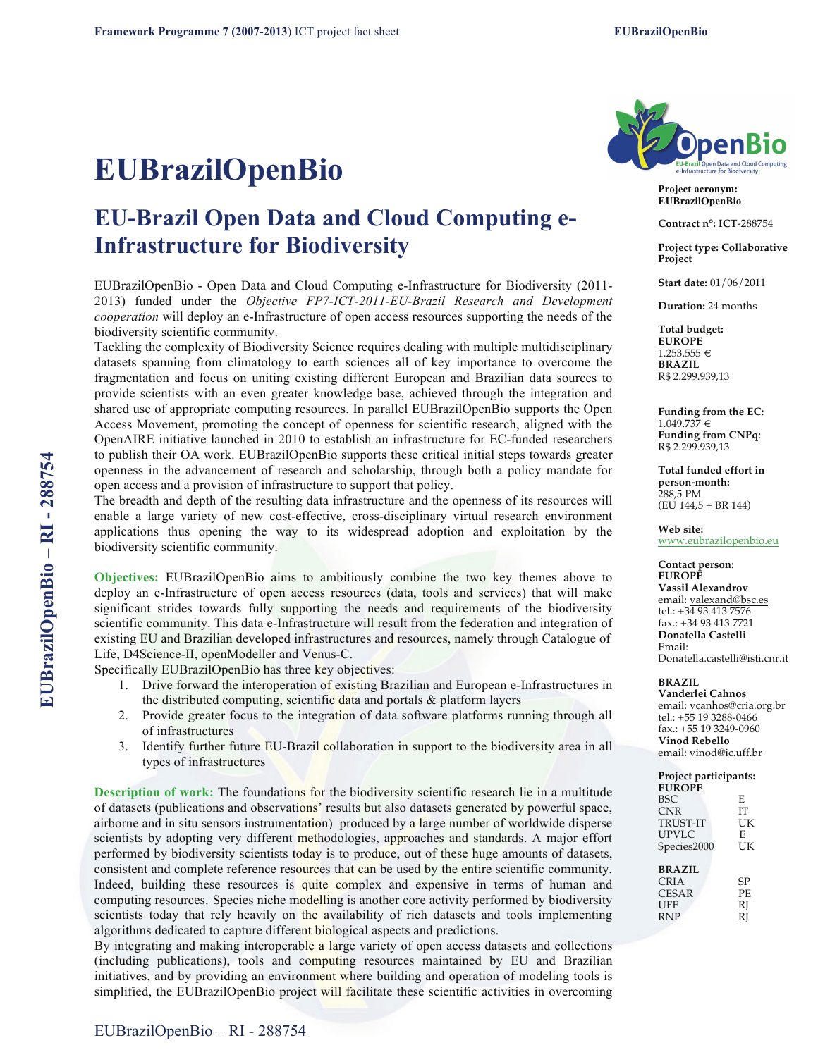# EUBrazilOpenBio

## EU-Brazil Open Data and Cloud Computing e-Infrastructure for Biodiversity

EUBrazilOpenBio - Open Data and Cloud Computing e-Infrastructure for Biodiversity (2011-2013) funded under the *Objective FP7-ICT-2011-EU-Brazil Research and Development cooperation* will deploy an e-Infrastructure of open access resources supporting the needs of the biodiversity scientific community.

Tackling the complexity of Biodiversity Science requires dealing with multiple multidisciplinary datasets spanning from climatology to earth sciences all of key importance to overcome the fragmentation and focus on uniting existing different European and Brazilian data sources to provide scientists with an even greater knowledge base, achieved through the integration and shared use of appropriate computing resources. In parallel EUBrazilOpenBio supports the Open Access Movement, promoting the concept of openness for scientific research, aligned with the OpenAIRE initiative launched in 2010 to establish an infrastructure for EC-funded researchers to publish their OA work. EUBrazilOpenBio supports these critical initial steps towards greater openness in the advancement of research and scholarship, through both a policy mandate for open access and a provision of infrastructure to support that policy.

The breadth and depth of the resulting data infrastructure and the openness of its resources will enable a large variety of new cost-effective, cross-disciplinary virtual research environment applications thus opening the way to its widespread adoption and exploitation by the biodiversity scientific community.

**Objectives:** EUBrazilOpenBio aims to ambitiously combine the two key themes above to deploy an e-Infrastructure of open access resources (data, tools and services) that will make significant strides towards fully supporting the needs and requirements of the biodiversity scientific community. This data e-Infrastructure will result from the federation and integration of existing EU and Brazilian developed infrastructures and resources, namely through Catalogue of Life, D4Science-II, openModeller and Venus-C.

Specifically EUBrazilOpenBio has three key objectives:

1. Drive forward the interoperation of existing Brazilian and European e-Infrastructures in the distributed computing, scientific data and portals & platform layers
2. Provide greater focus to the integration of data software platforms running through all of infrastructures
3. Identify further future EU-Brazil collaboration in support to the biodiversity area in all types of infrastructures

**Description of work:** The foundations for the biodiversity scientific research lie in a multitude of datasets (publications and observations' results but also datasets generated by powerful space, airborne and in situ sensors instrumentation) produced by a large number of worldwide disperse scientists by adopting very different methodologies, approaches and standards. A major effort performed by biodiversity scientists today is to produce, out of these huge amounts of datasets, consistent and complete reference resources that can be used by the entire scientific community. Indeed, building these resources is quite complex and expensive in terms of human and computing resources. Species niche modelling is another core activity performed by biodiversity scientists today that rely heavily on the availability of rich datasets and tools implementing algorithms dedicated to capture different biological aspects and predictions.

By integrating and making interoperable a large variety of open access datasets and collections (including publications), tools and computing resources maintained by EU and Brazilian initiatives, and by providing an environment where building and operation of modeling tools is simplified, the EUBrazilOpenBio project will facilitate these scientific activities in overcoming

---

**Project acronym:** EUBrazilOpenBio

**Contract n°: ICT**-288754

**Project type: Collaborative Project**

**Start date:** 01/06/2011

**Duration:** 24 months

**Total budget:**
**EUROPE**
1.253.555 €
**BRAZIL**
R$ 2.299.939,13

**Funding from the EC:**
1.049.737 €
**Funding from CNPq**:
R$ 2.299.939,13

**Total funded effort in person-month:**
288,5 PM
(EU 144,5 + BR 144)

**Web site:**
www.eubrazilopenbio.eu

**Contact person:**
**EUROPE**
**Vassil Alexandrov**
email: valexand@bsc.es
tel.: +34 93 413 7576
fax.: +34 93 413 7721
**Donatella Castelli**
Email:
Donatella.castelli@isti.cnr.it

**BRAZIL**
**Vanderlei Cahnos**
email: vcanhos@cria.org.br
tel.: +55 19 3288-0466
fax.: +55 19 3249-0960
**Vinod Rebello**
email: vinod@ic.uff.br

**Project participants:**

| **EUROPE** | |
|---|---|
| BSC | E |
| CNR | IT |
| TRUST-IT | UK |
| UPVLC | E |
| Species2000 | UK |

| **BRAZIL** | |
|---|---|
| CRIA | SP |
| CESAR | PE |
| UFF | RJ |
| RNP | RJ |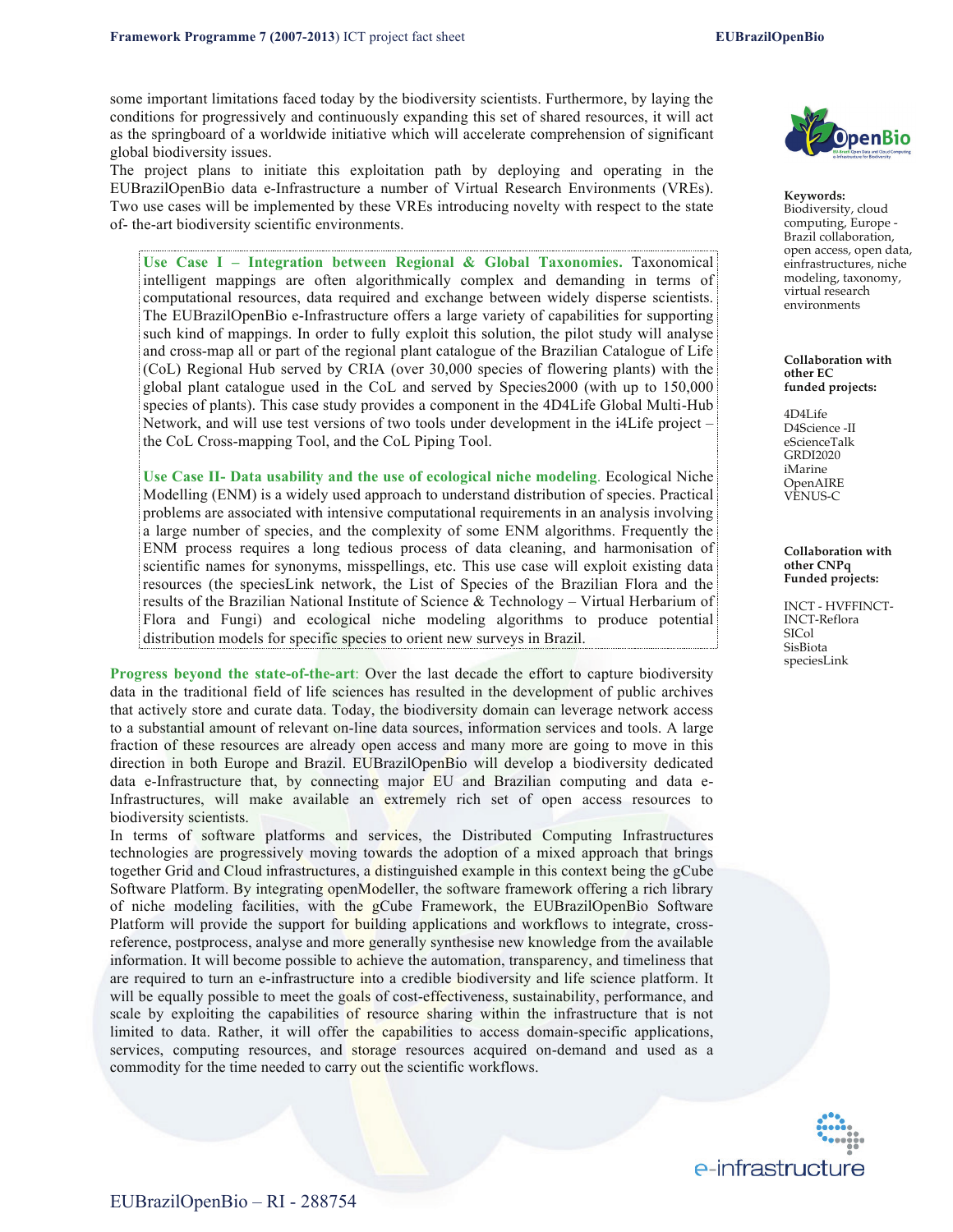some important limitations faced today by the biodiversity scientists. Furthermore, by laying the conditions for progressively and continuously expanding this set of shared resources, it will act as the springboard of a worldwide initiative which will accelerate comprehension of significant global biodiversity issues.

The project plans to initiate this exploitation path by deploying and operating in the EUBrazilOpenBio data e-Infrastructure a number of Virtual Research Environments (VREs). Two use cases will be implemented by these VREs introducing novelty with respect to the state of- the-art biodiversity scientific environments.

> **Use Case I – Integration between Regional & Global Taxonomies.** Taxonomical intelligent mappings are often algorithmically complex and demanding in terms of computational resources, data required and exchange between widely disperse scientists. The EUBrazilOpenBio e-Infrastructure offers a large variety of capabilities for supporting such kind of mappings. In order to fully exploit this solution, the pilot study will analyse and cross-map all or part of the regional plant catalogue of the Brazilian Catalogue of Life (CoL) Regional Hub served by CRIA (over 30,000 species of flowering plants) with the global plant catalogue used in the CoL and served by Species2000 (with up to 150,000 species of plants). This case study provides a component in the 4D4Life Global Multi-Hub Network, and will use test versions of two tools under development in the i4Life project – the CoL Cross-mapping Tool, and the CoL Piping Tool.
>
> **Use Case II- Data usability and the use of ecological niche modeling**. Ecological Niche Modelling (ENM) is a widely used approach to understand distribution of species. Practical problems are associated with intensive computational requirements in an analysis involving a large number of species, and the complexity of some ENM algorithms. Frequently the ENM process requires a long tedious process of data cleaning, and harmonisation of scientific names for synonyms, misspellings, etc. This use case will exploit existing data resources (the speciesLink network, the List of Species of the Brazilian Flora and the results of the Brazilian National Institute of Science & Technology – Virtual Herbarium of Flora and Fungi) and ecological niche modeling algorithms to produce potential distribution models for specific species to orient new surveys in Brazil.

**Progress beyond the state-of-the-art**: Over the last decade the effort to capture biodiversity data in the traditional field of life sciences has resulted in the development of public archives that actively store and curate data. Today, the biodiversity domain can leverage network access to a substantial amount of relevant on-line data sources, information services and tools. A large fraction of these resources are already open access and many more are going to move in this direction in both Europe and Brazil. EUBrazilOpenBio will develop a biodiversity dedicated data e-Infrastructure that, by connecting major EU and Brazilian computing and data e-Infrastructures, will make available an extremely rich set of open access resources to biodiversity scientists.

In terms of software platforms and services, the Distributed Computing Infrastructures technologies are progressively moving towards the adoption of a mixed approach that brings together Grid and Cloud infrastructures, a distinguished example in this context being the gCube Software Platform. By integrating openModeller, the software framework offering a rich library of niche modeling facilities, with the gCube Framework, the EUBrazilOpenBio Software Platform will provide the support for building applications and workflows to integrate, cross-reference, postprocess, analyse and more generally synthesise new knowledge from the available information. It will become possible to achieve the automation, transparency, and timeliness that are required to turn an e-infrastructure into a credible biodiversity and life science platform. It will be equally possible to meet the goals of cost-effectiveness, sustainability, performance, and scale by exploiting the capabilities of resource sharing within the infrastructure that is not limited to data. Rather, it will offer the capabilities to access domain-specific applications, services, computing resources, and storage resources acquired on-demand and used as a commodity for the time needed to carry out the scientific workflows.

**Keywords:**
Biodiversity, cloud computing, Europe - Brazil collaboration, open access, open data, einfrastructures, niche modeling, taxonomy, virtual research environments

**Collaboration with other EC funded projects:**

4D4Life
D4Science -II
eScienceTalk
GRDI2020
iMarine
OpenAIRE
VENUS-C

**Collaboration with other CNPq Funded projects:**

INCT - HVFFINCT-
INCT-Reflora
SICol
SisBiota
speciesLink